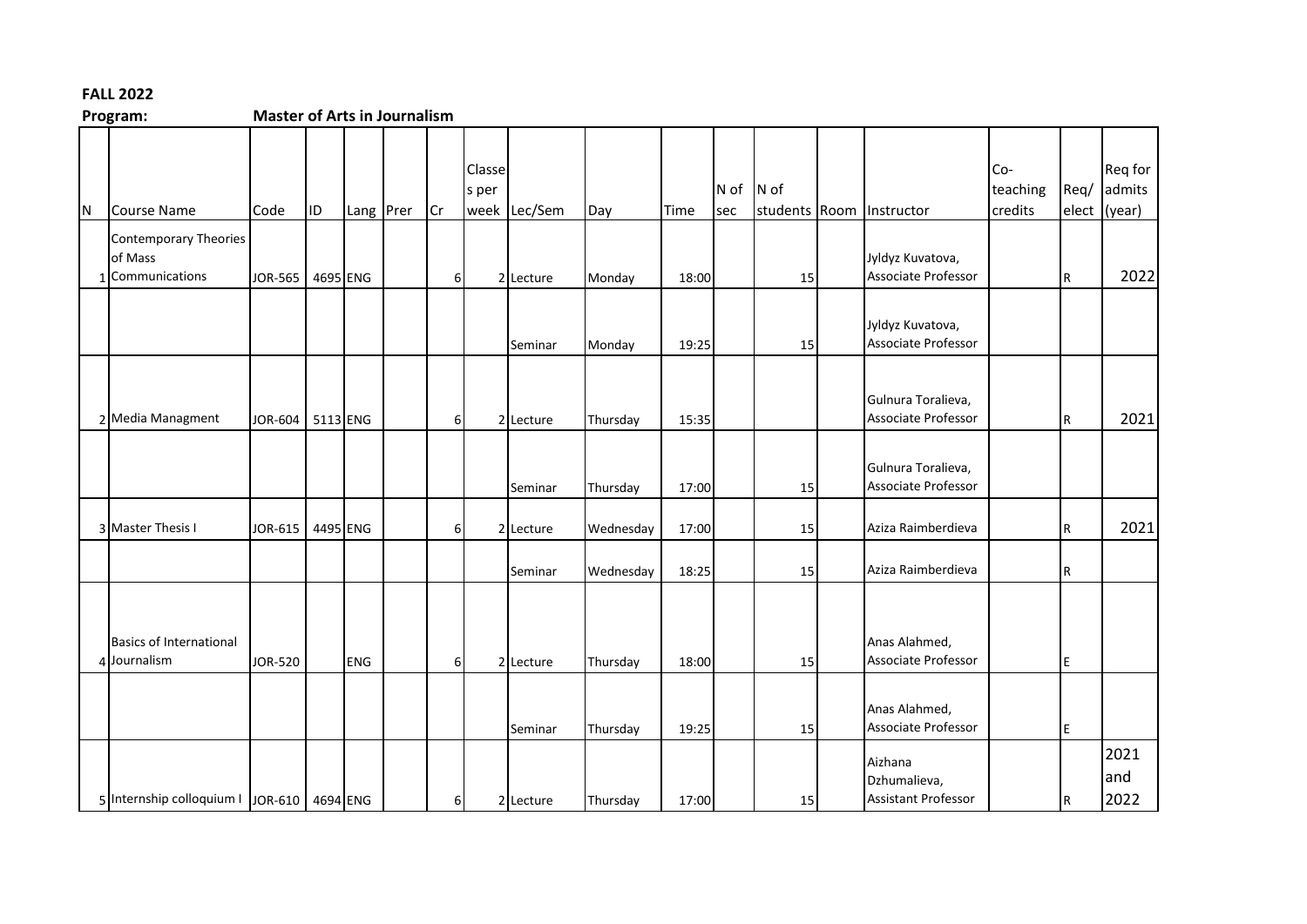**FALL 2022**

**Program:** **Master of Arts in Journalism**

| N | Course Name | Code | ID | Lang | Prer | Cr | Classes per week | Lec/Sem | Day | Time | N of sec | N of students | Room | Instructor | Co-teaching credits | Req/ elect | Req for admits (year) |
|---|---|---|---|---|---|---|---|---|---|---|---|---|---|---|---|---|---|
| 1 | Contemporary Theories of Mass Communications | JOR-565 | 4695 | ENG | | 6 | 2 | Lecture | Monday | 18:00 | | 15 | | Jyldyz Kuvatova, Associate Professor | | R | 2022 |
| | | | | | | | | Seminar | Monday | 19:25 | | 15 | | Jyldyz Kuvatova, Associate Professor | | | |
| 2 | Media Managment | JOR-604 | 5113 | ENG | | 6 | 2 | Lecture | Thursday | 15:35 | | | | Gulnura Toralieva, Associate Professor | | R | 2021 |
| | | | | | | | | Seminar | Thursday | 17:00 | | 15 | | Gulnura Toralieva, Associate Professor | | | |
| 3 | Master Thesis I | JOR-615 | 4495 | ENG | | 6 | 2 | Lecture | Wednesday | 17:00 | | 15 | | Aziza Raimberdieva | | R | 2021 |
| | | | | | | | | Seminar | Wednesday | 18:25 | | 15 | | Aziza Raimberdieva | | R | |
| 4 | Basics of International Journalism | JOR-520 | | ENG | | 6 | 2 | Lecture | Thursday | 18:00 | | 15 | | Anas Alahmed, Associate Professor | | E | |
| | | | | | | | | Seminar | Thursday | 19:25 | | 15 | | Anas Alahmed, Associate Professor | | E | |
| 5 | Internship colloquium I | JOR-610 | 4694 | ENG | | 6 | 2 | Lecture | Thursday | 17:00 | | 15 | | Aizhana Dzhumalieva, Assistant Professor | | R | 2021 and 2022 |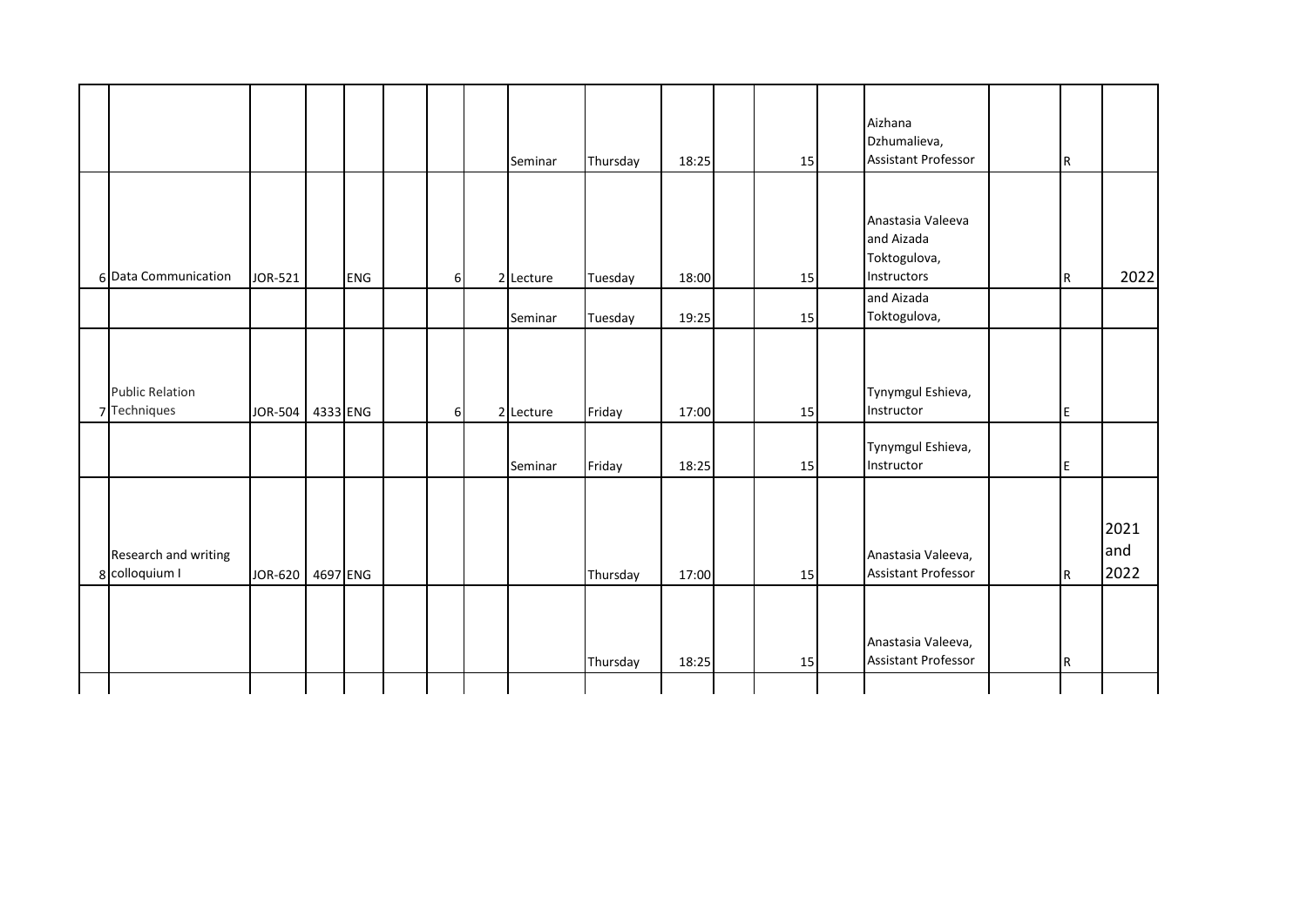| | | | | | | | | | | | | | | | | | |
|---|---|---|---|---|---|---|---|---|---|---|---|---|---|---|---|---|---|
| | | | | | | | | Seminar | Thursday | 18:25 | | 15 | | Aizhana Dzhumalieva, Assistant Professor | | R | |
| 6 | Data Communication | JOR-521 | | ENG | | 6 | 2 | Lecture | Tuesday | 18:00 | | 15 | | Anastasia Valeeva and Aizada Toktogulova, Instructors | | R | 2022 |
| | | | | | | | | Seminar | Tuesday | 19:25 | | 15 | | and Aizada Toktogulova, | | | |
| 7 | Public Relation Techniques | JOR-504 | 4333 | ENG | | 6 | 2 | Lecture | Friday | 17:00 | | 15 | | Tynymgul Eshieva, Instructor | | E | |
| | | | | | | | | Seminar | Friday | 18:25 | | 15 | | Tynymgul Eshieva, Instructor | | E | |
| 8 | Research and writing colloquium I | JOR-620 | 4697 | ENG | | | | | Thursday | 17:00 | | 15 | | Anastasia Valeeva, Assistant Professor | | R | 2021 and 2022 |
| | | | | | | | | | Thursday | 18:25 | | 15 | | Anastasia Valeeva, Assistant Professor | | R | |
| | | | | | | | | | | | | | | | | | |